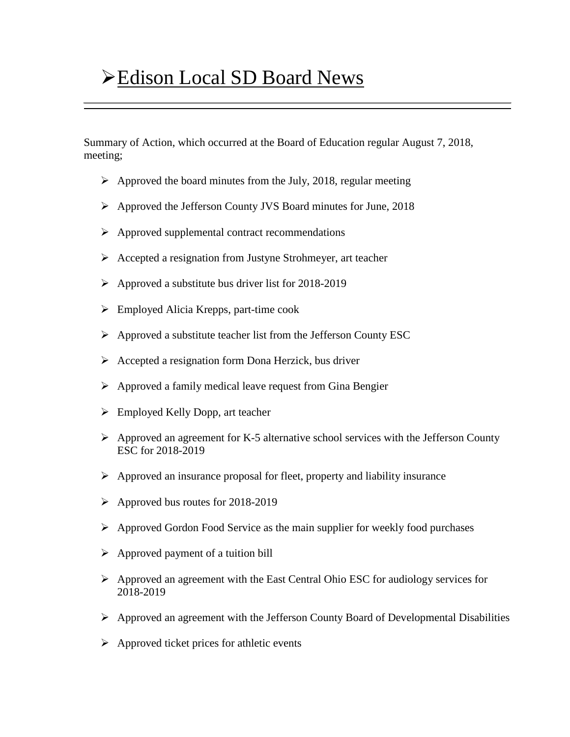# ➢Edison Local SD Board News

Summary of Action, which occurred at the Board of Education regular August 7, 2018, meeting;

- Approved the board minutes from the July, 2018, regular meeting
- Approved the Jefferson County JVS Board minutes for June, 2018
- Approved supplemental contract recommendations
- Accepted a resignation from Justyne Strohmeyer, art teacher
- Approved a substitute bus driver list for 2018-2019
- Employed Alicia Krepps, part-time cook
- Approved a substitute teacher list from the Jefferson County ESC
- Accepted a resignation form Dona Herzick, bus driver
- Approved a family medical leave request from Gina Bengier
- Employed Kelly Dopp, art teacher
- Approved an agreement for K-5 alternative school services with the Jefferson County ESC for 2018-2019
- Approved an insurance proposal for fleet, property and liability insurance
- Approved bus routes for 2018-2019
- Approved Gordon Food Service as the main supplier for weekly food purchases
- Approved payment of a tuition bill
- Approved an agreement with the East Central Ohio ESC for audiology services for 2018-2019
- Approved an agreement with the Jefferson County Board of Developmental Disabilities
- Approved ticket prices for athletic events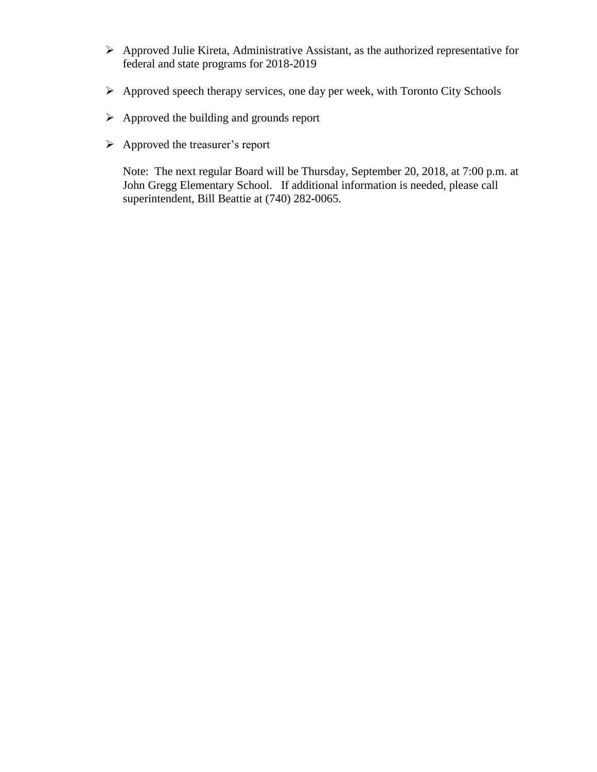- Approved Julie Kireta, Administrative Assistant, as the authorized representative for federal and state programs for 2018-2019

- Approved speech therapy services, one day per week, with Toronto City Schools

- Approved the building and grounds report

- Approved the treasurer's report

Note: The next regular Board will be Thursday, September 20, 2018, at 7:00 p.m. at John Gregg Elementary School. If additional information is needed, please call superintendent, Bill Beattie at (740) 282-0065.